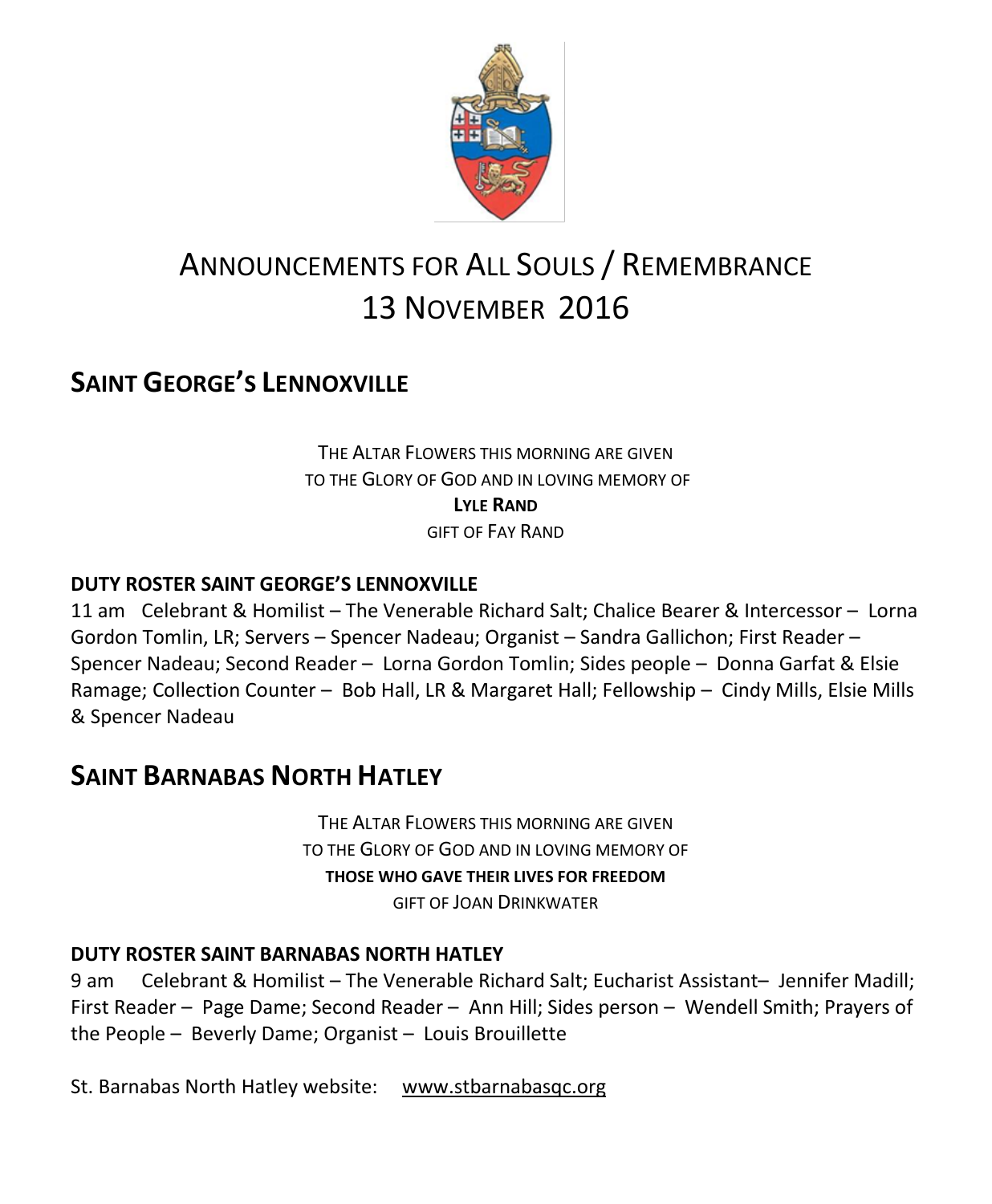# Announcements for All Souls / Remembrance 13 November 2016

## Saint George's Lennoxville

The Altar Flowers this morning are given
to the Glory of God and in loving memory of
**Lyle Rand**
gift of Fay Rand

**DUTY ROSTER SAINT GEORGE'S LENNOXVILLE**

11 am Celebrant & Homilist – The Venerable Richard Salt; Chalice Bearer & Intercessor – Lorna Gordon Tomlin, LR; Servers – Spencer Nadeau; Organist – Sandra Gallichon; First Reader – Spencer Nadeau; Second Reader – Lorna Gordon Tomlin; Sides people – Donna Garfat & Elsie Ramage; Collection Counter – Bob Hall, LR & Margaret Hall; Fellowship – Cindy Mills, Elsie Mills & Spencer Nadeau

## Saint Barnabas North Hatley

The Altar Flowers this morning are given
to the Glory of God and in loving memory of
**Those who gave their lives for freedom**
gift of Joan Drinkwater

**DUTY ROSTER SAINT BARNABAS NORTH HATLEY**

9 am Celebrant & Homilist – The Venerable Richard Salt; Eucharist Assistant– Jennifer Madill; First Reader – Page Dame; Second Reader – Ann Hill; Sides person – Wendell Smith; Prayers of the People – Beverly Dame; Organist – Louis Brouillette

St. Barnabas North Hatley website: www.stbarnabasqc.org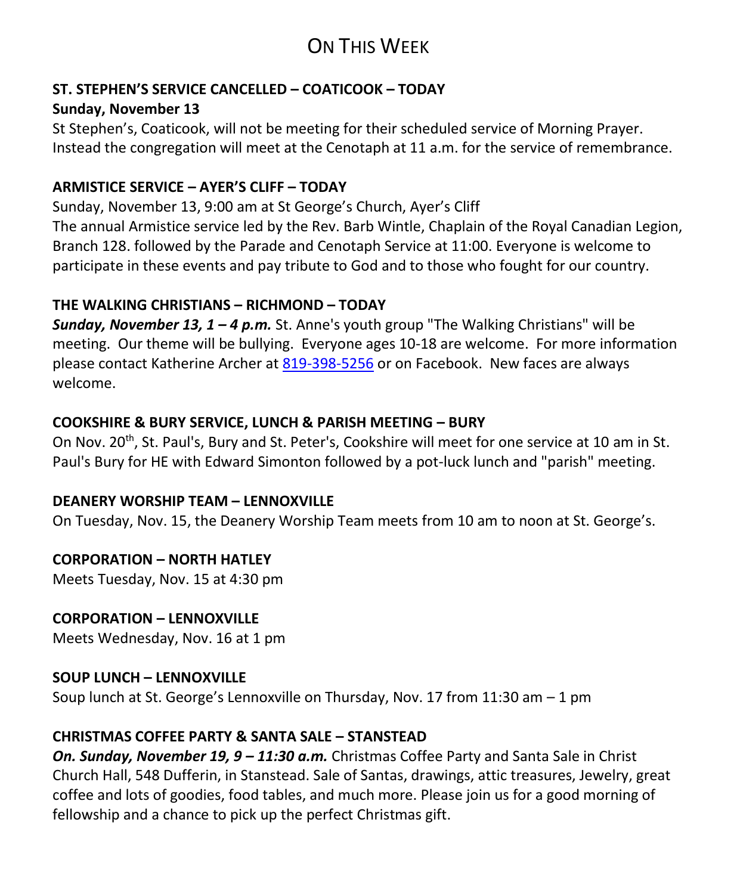# On This Week

**ST. STEPHEN'S SERVICE CANCELLED – COATICOOK – TODAY**
**Sunday, November 13**

St Stephen's, Coaticook, will not be meeting for their scheduled service of Morning Prayer. Instead the congregation will meet at the Cenotaph at 11 a.m. for the service of remembrance.

**ARMISTICE SERVICE – AYER'S CLIFF – TODAY**

Sunday, November 13, 9:00 am at St George's Church, Ayer's Cliff
The annual Armistice service led by the Rev. Barb Wintle, Chaplain of the Royal Canadian Legion, Branch 128. followed by the Parade and Cenotaph Service at 11:00. Everyone is welcome to participate in these events and pay tribute to God and to those who fought for our country.

**THE WALKING CHRISTIANS – RICHMOND – TODAY**

***Sunday, November 13, 1 – 4 p.m.*** St. Anne's youth group "The Walking Christians" will be meeting. Our theme will be bullying. Everyone ages 10-18 are welcome. For more information please contact Katherine Archer at 819-398-5256 or on Facebook. New faces are always welcome.

**COOKSHIRE & BURY SERVICE, LUNCH & PARISH MEETING – BURY**

On Nov. 20th, St. Paul's, Bury and St. Peter's, Cookshire will meet for one service at 10 am in St. Paul's Bury for HE with Edward Simonton followed by a pot-luck lunch and "parish" meeting.

**DEANERY WORSHIP TEAM – LENNOXVILLE**

On Tuesday, Nov. 15, the Deanery Worship Team meets from 10 am to noon at St. George's.

**CORPORATION – NORTH HATLEY**

Meets Tuesday, Nov. 15 at 4:30 pm

**CORPORATION – LENNOXVILLE**

Meets Wednesday, Nov. 16 at 1 pm

**SOUP LUNCH – LENNOXVILLE**

Soup lunch at St. George's Lennoxville on Thursday, Nov. 17 from 11:30 am – 1 pm

**CHRISTMAS COFFEE PARTY & SANTA SALE – STANSTEAD**

***On. Sunday, November 19, 9 – 11:30 a.m.*** Christmas Coffee Party and Santa Sale in Christ Church Hall, 548 Dufferin, in Stanstead. Sale of Santas, drawings, attic treasures, Jewelry, great coffee and lots of goodies, food tables, and much more. Please join us for a good morning of fellowship and a chance to pick up the perfect Christmas gift.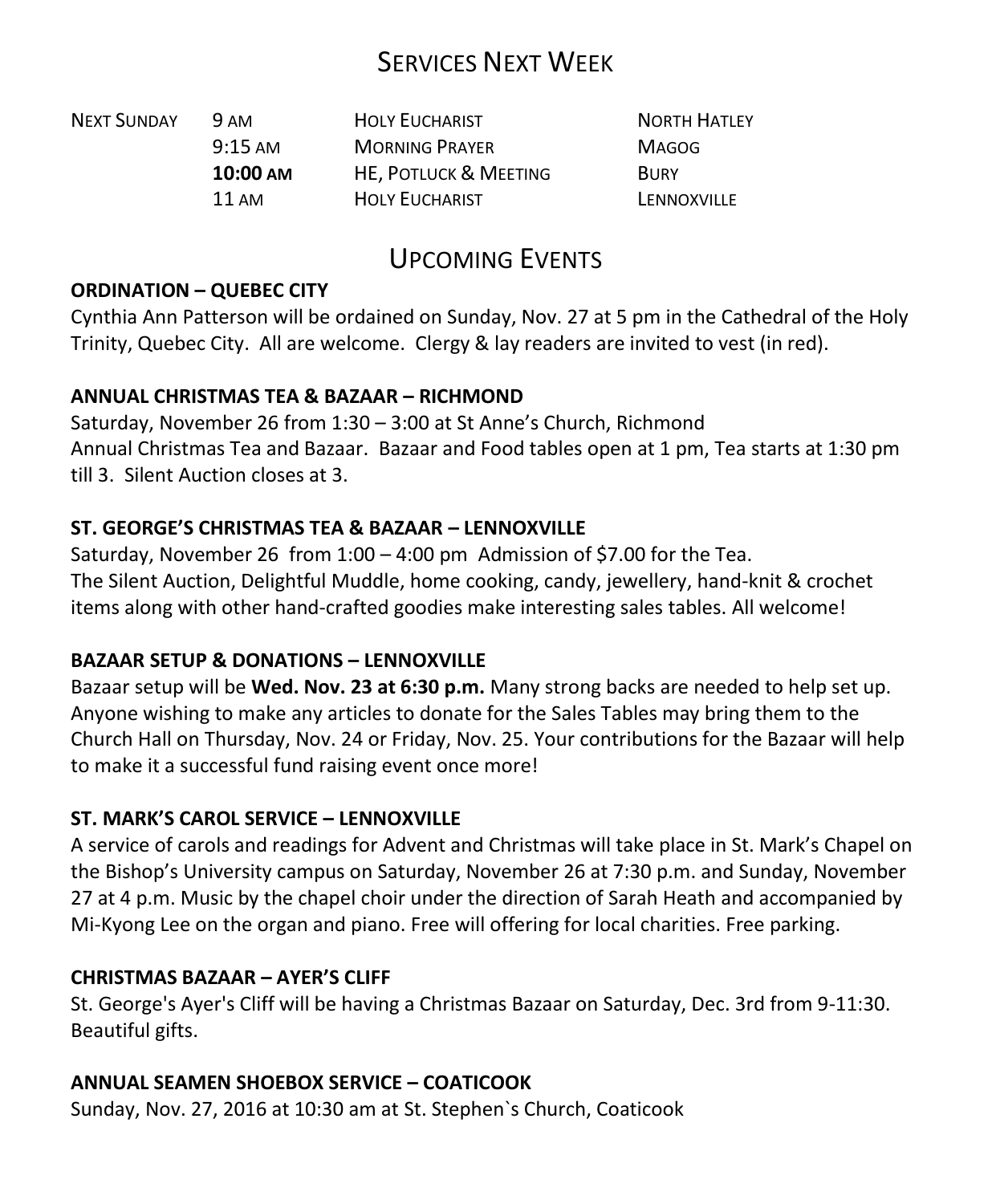# Services Next Week

| | | | |
|---|---|---|---|
| Next Sunday | 9 AM | Holy Eucharist | North Hatley |
| | 9:15 AM | Morning Prayer | Magog |
| | **10:00 AM** | HE, Potluck & Meeting | Bury |
| | 11 AM | Holy Eucharist | Lennoxville |

# Upcoming Events

**ORDINATION – QUEBEC CITY**

Cynthia Ann Patterson will be ordained on Sunday, Nov. 27 at 5 pm in the Cathedral of the Holy Trinity, Quebec City. All are welcome. Clergy & lay readers are invited to vest (in red).

**ANNUAL CHRISTMAS TEA & BAZAAR – RICHMOND**

Saturday, November 26 from 1:30 – 3:00 at St Anne's Church, Richmond
Annual Christmas Tea and Bazaar. Bazaar and Food tables open at 1 pm, Tea starts at 1:30 pm till 3. Silent Auction closes at 3.

**ST. GEORGE'S CHRISTMAS TEA & BAZAAR – LENNOXVILLE**

Saturday, November 26 from 1:00 – 4:00 pm Admission of $7.00 for the Tea.
The Silent Auction, Delightful Muddle, home cooking, candy, jewellery, hand-knit & crochet items along with other hand-crafted goodies make interesting sales tables. All welcome!

**BAZAAR SETUP & DONATIONS – LENNOXVILLE**

Bazaar setup will be **Wed. Nov. 23 at 6:30 p.m.** Many strong backs are needed to help set up. Anyone wishing to make any articles to donate for the Sales Tables may bring them to the Church Hall on Thursday, Nov. 24 or Friday, Nov. 25. Your contributions for the Bazaar will help to make it a successful fund raising event once more!

**ST. MARK'S CAROL SERVICE – LENNOXVILLE**

A service of carols and readings for Advent and Christmas will take place in St. Mark's Chapel on the Bishop's University campus on Saturday, November 26 at 7:30 p.m. and Sunday, November 27 at 4 p.m. Music by the chapel choir under the direction of Sarah Heath and accompanied by Mi-Kyong Lee on the organ and piano. Free will offering for local charities. Free parking.

**CHRISTMAS BAZAAR – AYER'S CLIFF**

St. George's Ayer's Cliff will be having a Christmas Bazaar on Saturday, Dec. 3rd from 9-11:30. Beautiful gifts.

**ANNUAL SEAMEN SHOEBOX SERVICE – COATICOOK**

Sunday, Nov. 27, 2016 at 10:30 am at St. Stephen`s Church, Coaticook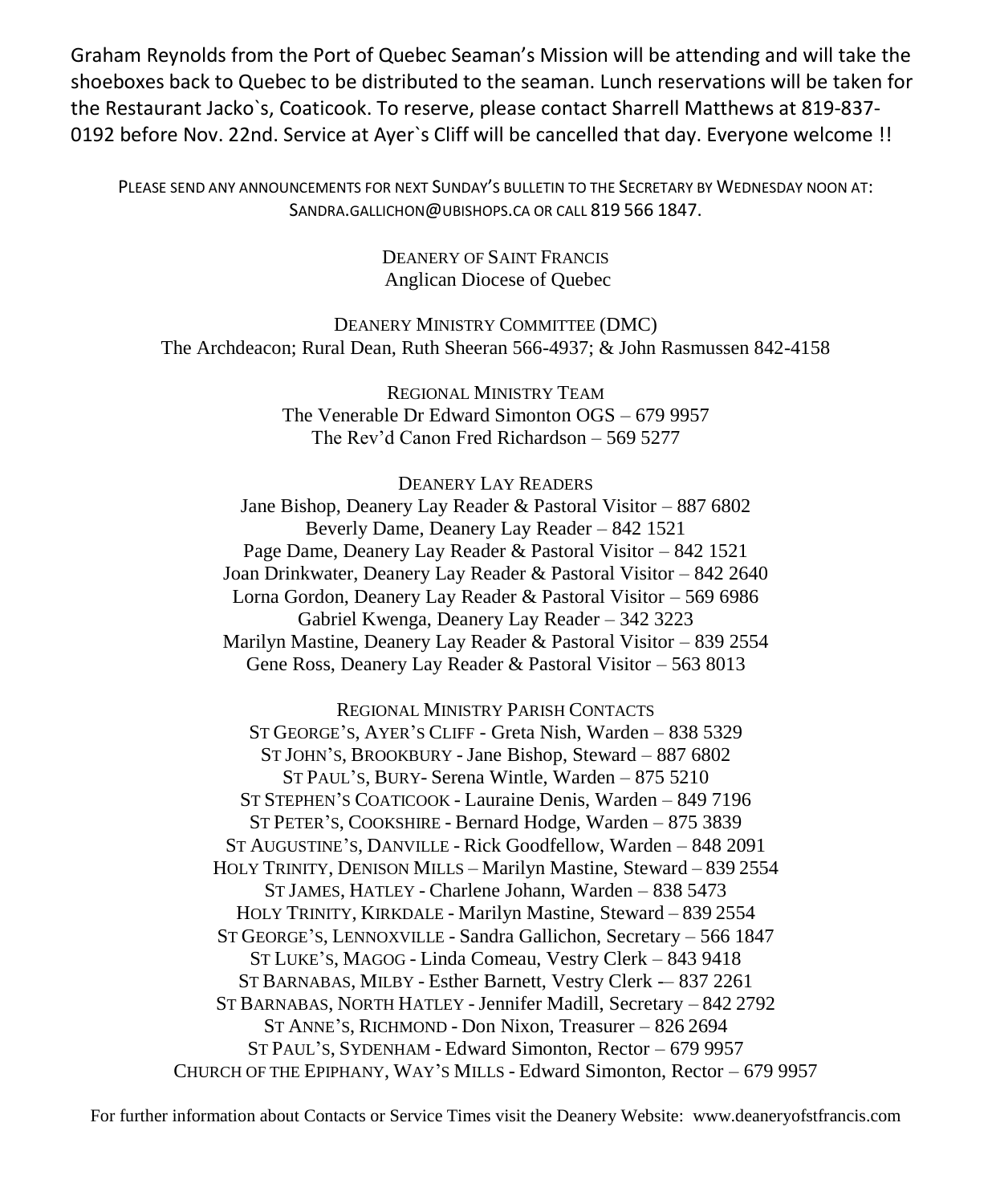Graham Reynolds from the Port of Quebec Seaman's Mission will be attending and will take the shoeboxes back to Quebec to be distributed to the seaman. Lunch reservations will be taken for the Restaurant Jacko`s, Coaticook. To reserve, please contact Sharrell Matthews at 819-837-0192 before Nov. 22nd. Service at Ayer`s Cliff will be cancelled that day. Everyone welcome !!

PLEASE SEND ANY ANNOUNCEMENTS FOR NEXT SUNDAY'S BULLETIN TO THE SECRETARY BY WEDNESDAY NOON AT: SANDRA.GALLICHON@UBISHOPS.CA OR CALL 819 566 1847.

DEANERY OF SAINT FRANCIS
Anglican Diocese of Quebec

DEANERY MINISTRY COMMITTEE (DMC)
The Archdeacon; Rural Dean, Ruth Sheeran 566-4937; & John Rasmussen 842-4158

REGIONAL MINISTRY TEAM
The Venerable Dr Edward Simonton OGS – 679 9957
The Rev'd Canon Fred Richardson – 569 5277

DEANERY LAY READERS
Jane Bishop, Deanery Lay Reader & Pastoral Visitor – 887 6802
Beverly Dame, Deanery Lay Reader – 842 1521
Page Dame, Deanery Lay Reader & Pastoral Visitor – 842 1521
Joan Drinkwater, Deanery Lay Reader & Pastoral Visitor – 842 2640
Lorna Gordon, Deanery Lay Reader & Pastoral Visitor – 569 6986
Gabriel Kwenga, Deanery Lay Reader – 342 3223
Marilyn Mastine, Deanery Lay Reader & Pastoral Visitor – 839 2554
Gene Ross, Deanery Lay Reader & Pastoral Visitor – 563 8013

REGIONAL MINISTRY PARISH CONTACTS
ST GEORGE'S, AYER'S CLIFF - Greta Nish, Warden – 838 5329
ST JOHN'S, BROOKBURY - Jane Bishop, Steward – 887 6802
ST PAUL'S, BURY- Serena Wintle, Warden – 875 5210
ST STEPHEN'S COATICOOK - Lauraine Denis, Warden – 849 7196
ST PETER'S, COOKSHIRE - Bernard Hodge, Warden – 875 3839
ST AUGUSTINE'S, DANVILLE - Rick Goodfellow, Warden – 848 2091
HOLY TRINITY, DENISON MILLS – Marilyn Mastine, Steward – 839 2554
ST JAMES, HATLEY - Charlene Johann, Warden – 838 5473
HOLY TRINITY, KIRKDALE - Marilyn Mastine, Steward – 839 2554
ST GEORGE'S, LENNOXVILLE - Sandra Gallichon, Secretary – 566 1847
ST LUKE'S, MAGOG - Linda Comeau, Vestry Clerk – 843 9418
ST BARNABAS, MILBY - Esther Barnett, Vestry Clerk -– 837 2261
ST BARNABAS, NORTH HATLEY - Jennifer Madill, Secretary – 842 2792
ST ANNE'S, RICHMOND - Don Nixon, Treasurer – 826 2694
ST PAUL'S, SYDENHAM - Edward Simonton, Rector – 679 9957
CHURCH OF THE EPIPHANY, WAY'S MILLS - Edward Simonton, Rector – 679 9957

For further information about Contacts or Service Times visit the Deanery Website: www.deaneryofstfrancis.com